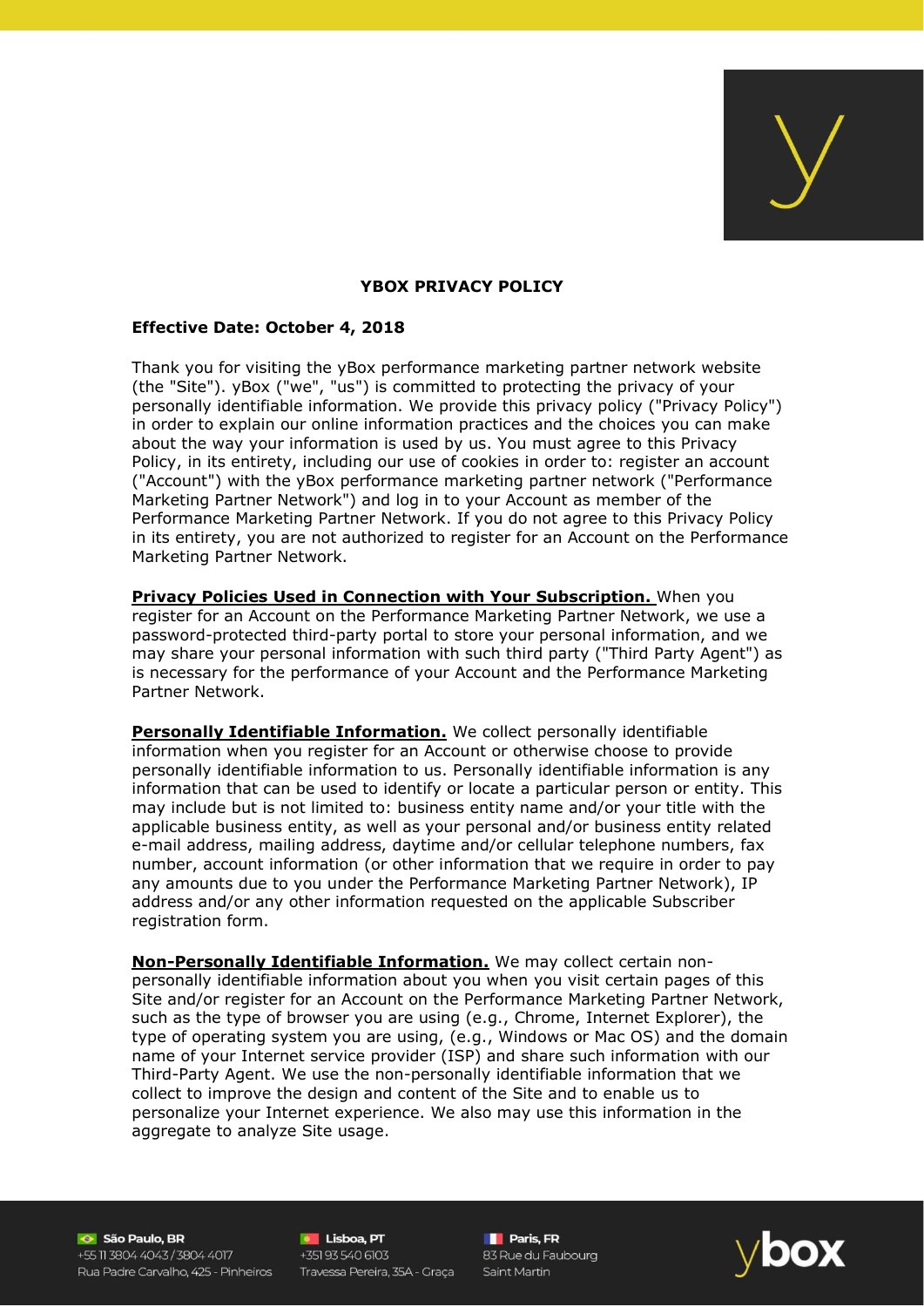# YBOX PRIVACY POLICY

**Effective Date: October 4, 2018**

Thank you for visiting the yBox performance marketing partner network website (the "Site"). yBox ("we", "us") is committed to protecting the privacy of your personally identifiable information. We provide this privacy policy ("Privacy Policy") in order to explain our online information practices and the choices you can make about the way your information is used by us. You must agree to this Privacy Policy, in its entirety, including our use of cookies in order to: register an account ("Account") with the yBox performance marketing partner network ("Performance Marketing Partner Network") and log in to your Account as member of the Performance Marketing Partner Network. If you do not agree to this Privacy Policy in its entirety, you are not authorized to register for an Account on the Performance Marketing Partner Network.

**Privacy Policies Used in Connection with Your Subscription.** When you register for an Account on the Performance Marketing Partner Network, we use a password-protected third-party portal to store your personal information, and we may share your personal information with such third party ("Third Party Agent") as is necessary for the performance of your Account and the Performance Marketing Partner Network.

**Personally Identifiable Information.** We collect personally identifiable information when you register for an Account or otherwise choose to provide personally identifiable information to us. Personally identifiable information is any information that can be used to identify or locate a particular person or entity. This may include but is not limited to: business entity name and/or your title with the applicable business entity, as well as your personal and/or business entity related e-mail address, mailing address, daytime and/or cellular telephone numbers, fax number, account information (or other information that we require in order to pay any amounts due to you under the Performance Marketing Partner Network), IP address and/or any other information requested on the applicable Subscriber registration form.

**Non-Personally Identifiable Information.** We may collect certain non-personally identifiable information about you when you visit certain pages of this Site and/or register for an Account on the Performance Marketing Partner Network, such as the type of browser you are using (e.g., Chrome, Internet Explorer), the type of operating system you are using, (e.g., Windows or Mac OS) and the domain name of your Internet service provider (ISP) and share such information with our Third-Party Agent. We use the non-personally identifiable information that we collect to improve the design and content of the Site and to enable us to personalize your Internet experience. We also may use this information in the aggregate to analyze Site usage.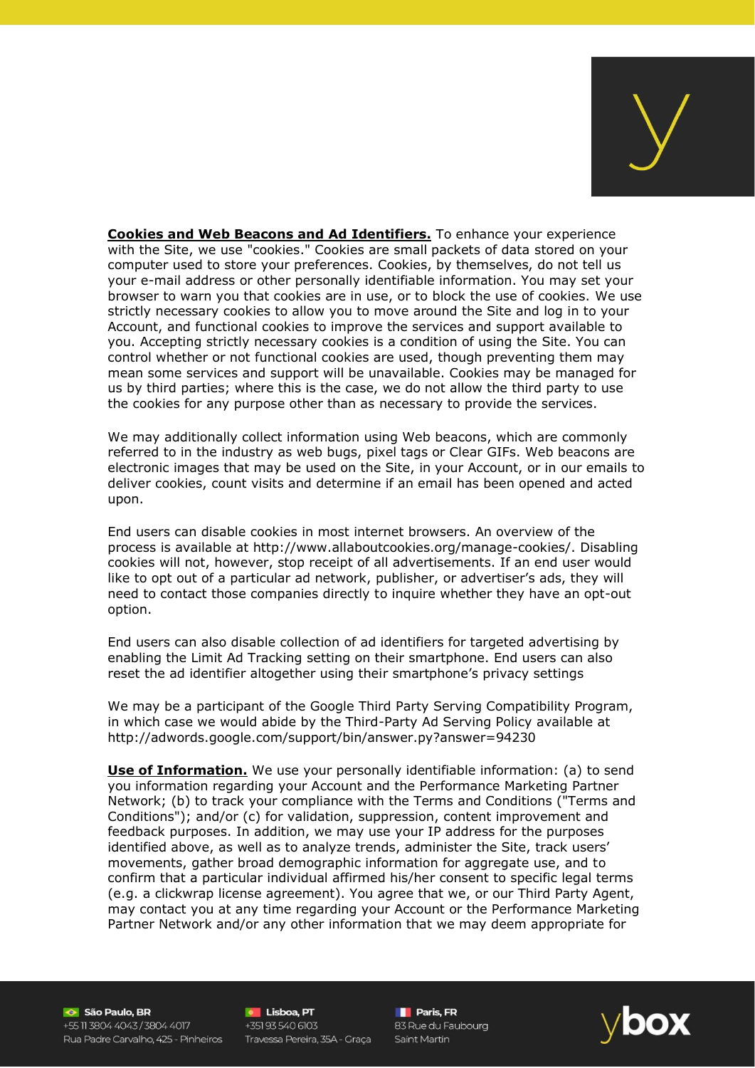**Cookies and Web Beacons and Ad Identifiers.** To enhance your experience with the Site, we use "cookies." Cookies are small packets of data stored on your computer used to store your preferences. Cookies, by themselves, do not tell us your e-mail address or other personally identifiable information. You may set your browser to warn you that cookies are in use, or to block the use of cookies. We use strictly necessary cookies to allow you to move around the Site and log in to your Account, and functional cookies to improve the services and support available to you. Accepting strictly necessary cookies is a condition of using the Site. You can control whether or not functional cookies are used, though preventing them may mean some services and support will be unavailable. Cookies may be managed for us by third parties; where this is the case, we do not allow the third party to use the cookies for any purpose other than as necessary to provide the services.

We may additionally collect information using Web beacons, which are commonly referred to in the industry as web bugs, pixel tags or Clear GIFs. Web beacons are electronic images that may be used on the Site, in your Account, or in our emails to deliver cookies, count visits and determine if an email has been opened and acted upon.

End users can disable cookies in most internet browsers. An overview of the process is available at http://www.allaboutcookies.org/manage-cookies/. Disabling cookies will not, however, stop receipt of all advertisements. If an end user would like to opt out of a particular ad network, publisher, or advertiser's ads, they will need to contact those companies directly to inquire whether they have an opt-out option.

End users can also disable collection of ad identifiers for targeted advertising by enabling the Limit Ad Tracking setting on their smartphone. End users can also reset the ad identifier altogether using their smartphone's privacy settings

We may be a participant of the Google Third Party Serving Compatibility Program, in which case we would abide by the Third-Party Ad Serving Policy available at http://adwords.google.com/support/bin/answer.py?answer=94230

**Use of Information.** We use your personally identifiable information: (a) to send you information regarding your Account and the Performance Marketing Partner Network; (b) to track your compliance with the Terms and Conditions ("Terms and Conditions"); and/or (c) for validation, suppression, content improvement and feedback purposes. In addition, we may use your IP address for the purposes identified above, as well as to analyze trends, administer the Site, track users' movements, gather broad demographic information for aggregate use, and to confirm that a particular individual affirmed his/her consent to specific legal terms (e.g. a clickwrap license agreement). You agree that we, or our Third Party Agent, may contact you at any time regarding your Account or the Performance Marketing Partner Network and/or any other information that we may deem appropriate for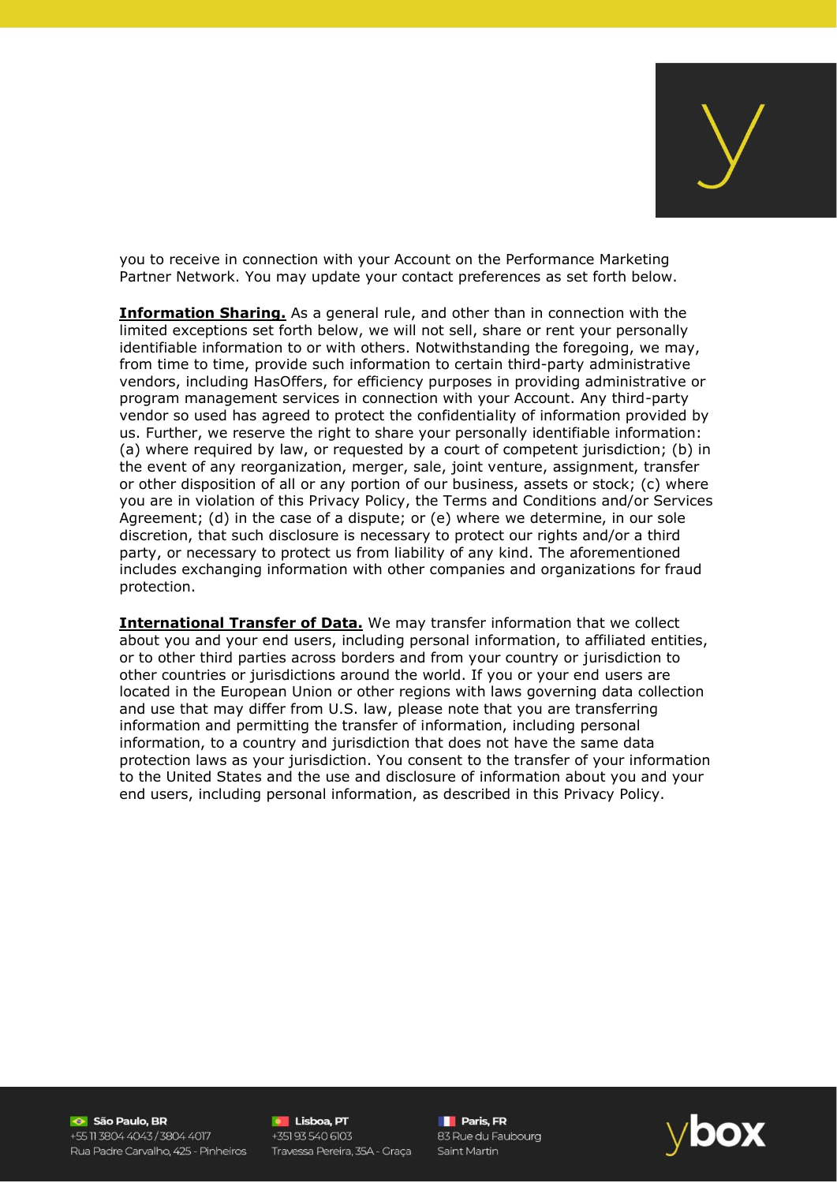you to receive in connection with your Account on the Performance Marketing Partner Network. You may update your contact preferences as set forth below.

**Information Sharing.** As a general rule, and other than in connection with the limited exceptions set forth below, we will not sell, share or rent your personally identifiable information to or with others. Notwithstanding the foregoing, we may, from time to time, provide such information to certain third-party administrative vendors, including HasOffers, for efficiency purposes in providing administrative or program management services in connection with your Account. Any third-party vendor so used has agreed to protect the confidentiality of information provided by us. Further, we reserve the right to share your personally identifiable information: (a) where required by law, or requested by a court of competent jurisdiction; (b) in the event of any reorganization, merger, sale, joint venture, assignment, transfer or other disposition of all or any portion of our business, assets or stock; (c) where you are in violation of this Privacy Policy, the Terms and Conditions and/or Services Agreement; (d) in the case of a dispute; or (e) where we determine, in our sole discretion, that such disclosure is necessary to protect our rights and/or a third party, or necessary to protect us from liability of any kind. The aforementioned includes exchanging information with other companies and organizations for fraud protection.

**International Transfer of Data.** We may transfer information that we collect about you and your end users, including personal information, to affiliated entities, or to other third parties across borders and from your country or jurisdiction to other countries or jurisdictions around the world. If you or your end users are located in the European Union or other regions with laws governing data collection and use that may differ from U.S. law, please note that you are transferring information and permitting the transfer of information, including personal information, to a country and jurisdiction that does not have the same data protection laws as your jurisdiction. You consent to the transfer of your information to the United States and the use and disclosure of information about you and your end users, including personal information, as described in this Privacy Policy.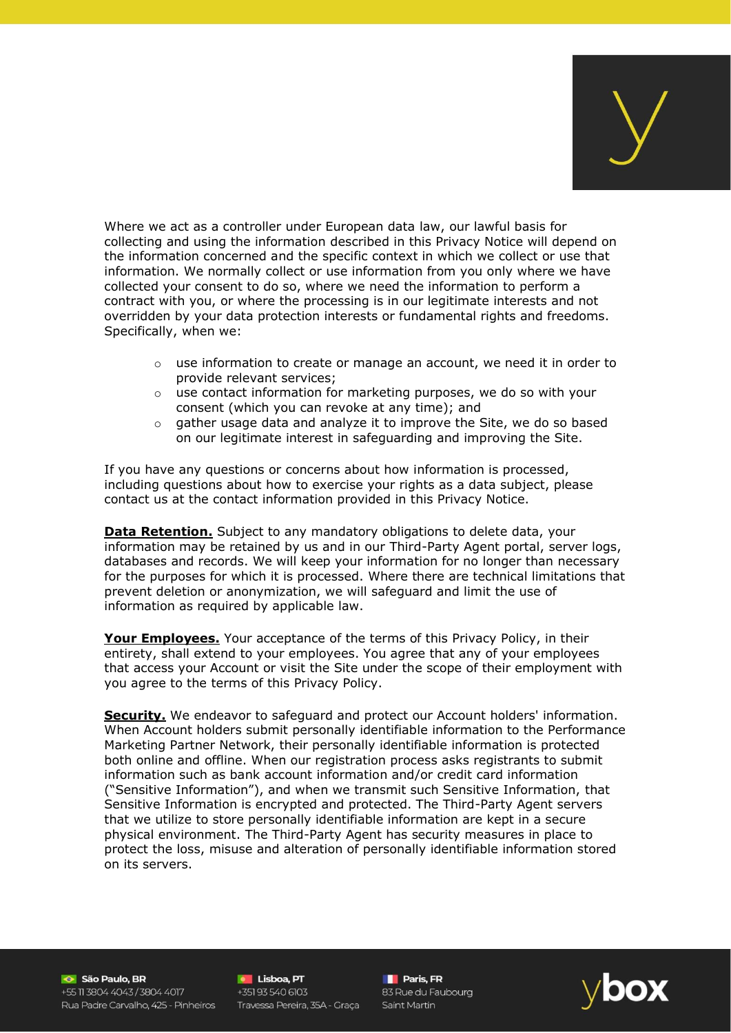Where we act as a controller under European data law, our lawful basis for collecting and using the information described in this Privacy Notice will depend on the information concerned and the specific context in which we collect or use that information. We normally collect or use information from you only where we have collected your consent to do so, where we need the information to perform a contract with you, or where the processing is in our legitimate interests and not overridden by your data protection interests or fundamental rights and freedoms. Specifically, when we:

- use information to create or manage an account, we need it in order to provide relevant services;
- use contact information for marketing purposes, we do so with your consent (which you can revoke at any time); and
- gather usage data and analyze it to improve the Site, we do so based on our legitimate interest in safeguarding and improving the Site.

If you have any questions or concerns about how information is processed, including questions about how to exercise your rights as a data subject, please contact us at the contact information provided in this Privacy Notice.

**Data Retention.** Subject to any mandatory obligations to delete data, your information may be retained by us and in our Third-Party Agent portal, server logs, databases and records. We will keep your information for no longer than necessary for the purposes for which it is processed. Where there are technical limitations that prevent deletion or anonymization, we will safeguard and limit the use of information as required by applicable law.

**Your Employees.** Your acceptance of the terms of this Privacy Policy, in their entirety, shall extend to your employees. You agree that any of your employees that access your Account or visit the Site under the scope of their employment with you agree to the terms of this Privacy Policy.

**Security.** We endeavor to safeguard and protect our Account holders' information. When Account holders submit personally identifiable information to the Performance Marketing Partner Network, their personally identifiable information is protected both online and offline. When our registration process asks registrants to submit information such as bank account information and/or credit card information ("Sensitive Information"), and when we transmit such Sensitive Information, that Sensitive Information is encrypted and protected. The Third-Party Agent servers that we utilize to store personally identifiable information are kept in a secure physical environment. The Third-Party Agent has security measures in place to protect the loss, misuse and alteration of personally identifiable information stored on its servers.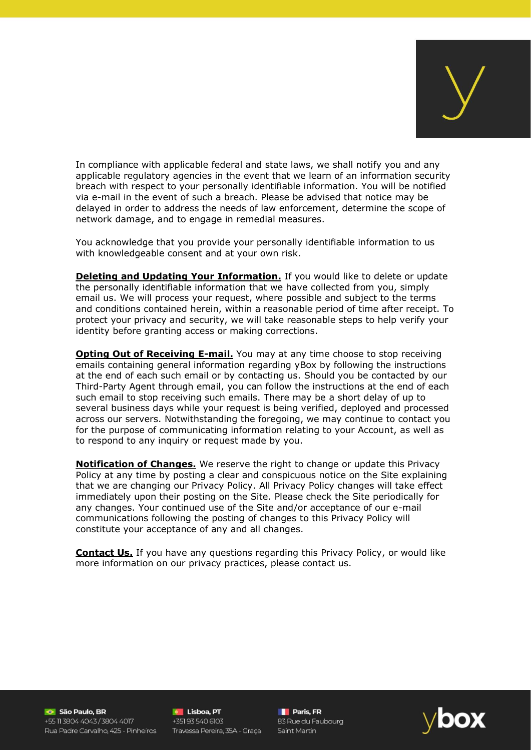In compliance with applicable federal and state laws, we shall notify you and any applicable regulatory agencies in the event that we learn of an information security breach with respect to your personally identifiable information. You will be notified via e-mail in the event of such a breach. Please be advised that notice may be delayed in order to address the needs of law enforcement, determine the scope of network damage, and to engage in remedial measures.

You acknowledge that you provide your personally identifiable information to us with knowledgeable consent and at your own risk.

**Deleting and Updating Your Information.** If you would like to delete or update the personally identifiable information that we have collected from you, simply email us. We will process your request, where possible and subject to the terms and conditions contained herein, within a reasonable period of time after receipt. To protect your privacy and security, we will take reasonable steps to help verify your identity before granting access or making corrections.

**Opting Out of Receiving E-mail.** You may at any time choose to stop receiving emails containing general information regarding yBox by following the instructions at the end of each such email or by contacting us. Should you be contacted by our Third-Party Agent through email, you can follow the instructions at the end of each such email to stop receiving such emails. There may be a short delay of up to several business days while your request is being verified, deployed and processed across our servers. Notwithstanding the foregoing, we may continue to contact you for the purpose of communicating information relating to your Account, as well as to respond to any inquiry or request made by you.

**Notification of Changes.** We reserve the right to change or update this Privacy Policy at any time by posting a clear and conspicuous notice on the Site explaining that we are changing our Privacy Policy. All Privacy Policy changes will take effect immediately upon their posting on the Site. Please check the Site periodically for any changes. Your continued use of the Site and/or acceptance of our e-mail communications following the posting of changes to this Privacy Policy will constitute your acceptance of any and all changes.

**Contact Us.** If you have any questions regarding this Privacy Policy, or would like more information on our privacy practices, please contact us.